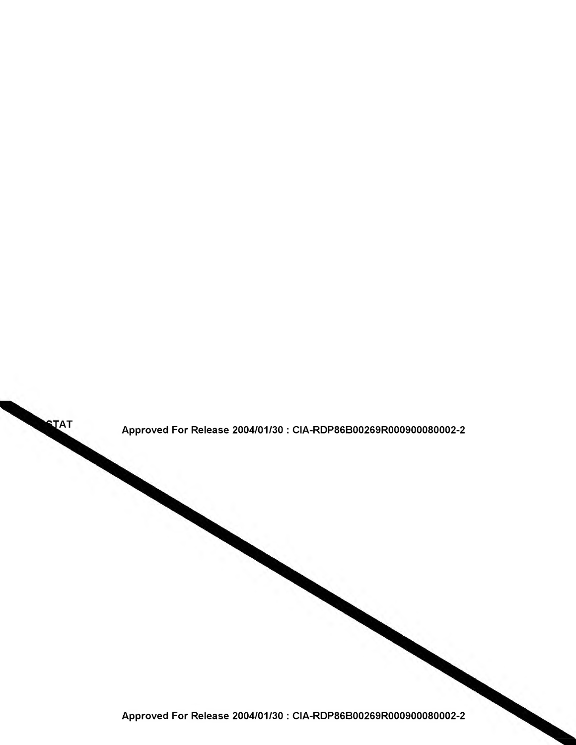STAT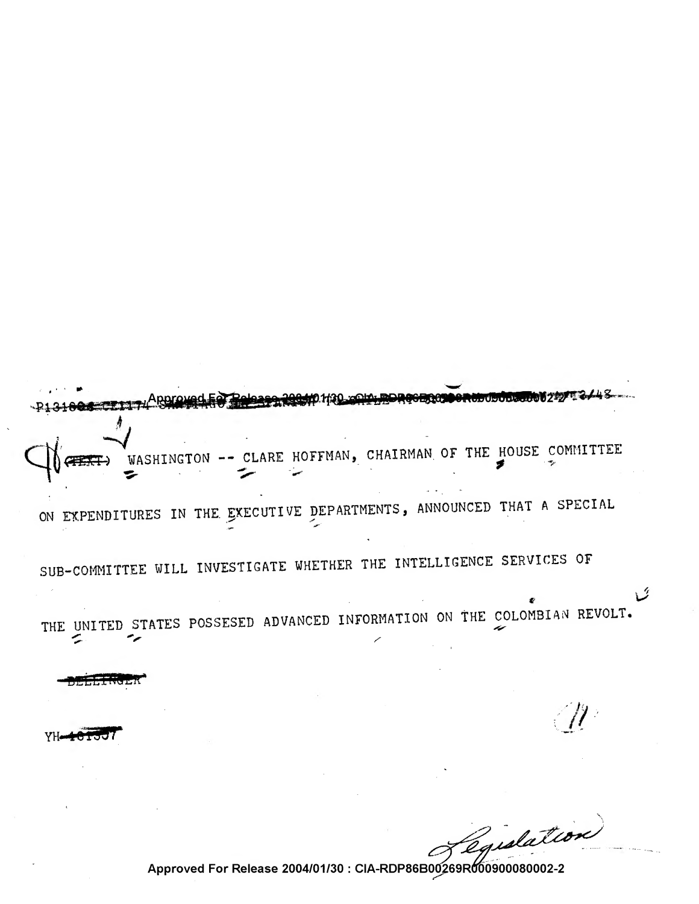WASHINGTON -- CLARE HOFFMAN, CHAIRMAN OF THE HOUSE COMMITTEE ON EXPENDITURES IN THE EXECUTIVE DEPARTMENTS, ANNOUNCED THAT A SPECIAL SUB-COMMITTEE WILL INVESTIGATE WHETHER THE INTELLIGENCE SERVICES OF THE UNITED STATES POSSESED ADVANCED INFORMATION ON THE COLOMBIAN REVOLT.

YH

Legislation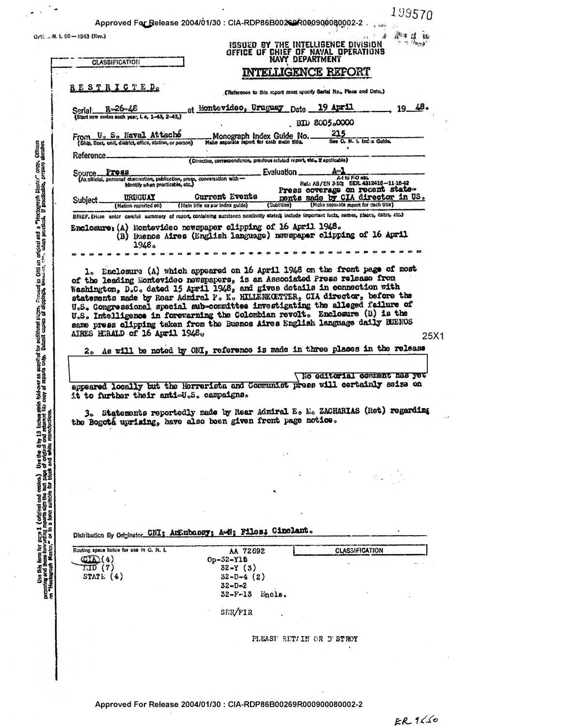199570

O.N.I. 96—1943 (Rev.)

ISSUED BY THE INTELLIGENCE DIVISION
OFFICE OF CHIEF OF NAVAL OPERATIONS
NAVY DEPARTMENT

CLASSIFICATION

# INTELLIGENCE REPORT

RESTRICTED.

(Reference to this report must specify Serial No., Place and Date.)

Serial R-26-48 at Montevideo, Uruguay Date 19 April, 19 48.
(Start new series each year; i. e. 1-43, 2-43.)

BID 8005.0000

From U. S. Naval Attaché Monograph Index Guide No. 215
(Ship, fleet, unit, district, office, station, or person) Make separate report for each main title. See O. N. I. Index Guide.

Reference
(Directive, correspondence, previous related report, etc., if applicable)

Source Press Evaluation A-1
(As official, personal observation, publication, press, conversation with— identify when practicable, etc.) A-1 to F-0 etc. Ref.: AS/EN 3-10; SER. 4312416-11-18-42

Subject URUGUAY Current Events Press coverage on recent statements made by CIA director in US.
(Nation reported on) (Main title as per index guide) (Subtitles) (Make separate report for each title)

BRIEF. (Here enter careful summary of report, containing substance succinctly stated; include important facts, names, places, dates, etc.)

Enclosure: (A) Montevideo newspaper clipping of 16 April 1948.
(B) Buenos Aires (English language) newspaper clipping of 16 April 1948.

1. Enclosure (A) which appeared on 16 April 1948 on the front page of most of the leading Montevideo newspapers, is an Associated Press release from Washington, D.C. dated 15 April 1948, and gives details in connection with statements made by Rear Admiral R. K. HILLENKOETTER, CIA director, before the U.S. Congressional special sub-committee investigating the alleged failure of U.S. Intelligence in forewarning the Colombian revolt. Enclosure (B) is the same press clipping taken from the Buenos Aires English language daily BUENOS AIRES HERALD of 16 April 1948.

25X1

2. As will be noted by ONI, reference is made in three places in the release [redacted] No editorial comment has yet appeared locally but the Herrerista and Communist press will certainly seize on it to further their anti-U.S. campaigns.

3. Statements reportedly made by Rear Admiral E. M. ZACHARIAS (Ret) regarding the Bogotá uprising, have also been given front page notice.

Distribution By Originator ONI; AmEmbassy; A-N; Files; Cinclant.

Routing space below for use in O. N. I.

CIA (4)
MID (7)
STATE (4)

AA 72692
Op-32-Y15
32-Y (3)
32-D-4 (2)
32-D-2
32-F-13 Encls.

SER/FIR

CLASSIFICATION

PLEASE RETAIN OR DESTROY

ER 1550